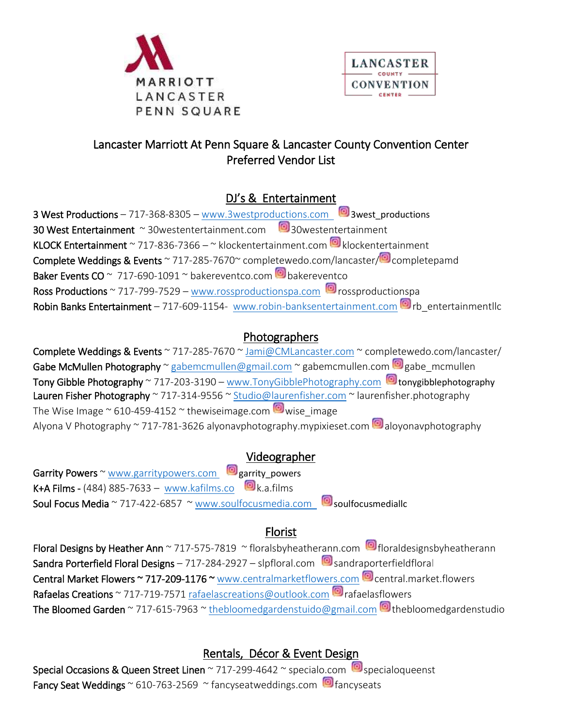MARRIOTT LANCASTER PENN SQUARE

LANCASTER COUNTY CONVENTION CENTER

# Lancaster Marriott At Penn Square & Lancaster County Convention Center Preferred Vendor List

## DJ's & Entertainment

**3 West Productions** – 717-368-8305 – www.3westproductions.com 3west_productions
**30 West Entertainment** ~ 30westentertainment.com 30westentertainment
**KLOCK Entertainment** ~ 717-836-7366 – ~ klockentertainment.com klockentertainment
**Complete Weddings & Events** ~ 717-285-7670~ completewedo.com/lancaster/ completepamd
**Baker Events CO** ~ 717-690-1091 ~ bakereventco.com bakereventco
**Ross Productions** ~ 717-799-7529 – www.rossproductionspa.com rossproductionspa
**Robin Banks Entertainment** – 717-609-1154- www.robin-banksentertainment.com rb_entertainmentllc

## Photographers

**Complete Weddings & Events** ~ 717-285-7670 ~ Jami@CMLancaster.com ~ completewedo.com/lancaster/
**Gabe McMullen Photography** ~ gabemcmullen@gmail.com ~ gabemcmullen.com gabe_mcmullen
**Tony Gibble Photography** ~ 717-203-3190 – www.TonyGibblePhotography.com tonygibblephotography
**Lauren Fisher Photography** ~ 717-314-9556 ~ Studio@laurenfisher.com ~ laurenfisher.photography
The Wise Image ~ 610-459-4152 ~ thewiseimage.com wise_image
Alyona V Photography ~ 717-781-3626 alyonavphotography.mypixieset.com aloyonavphotography

## Videographer

**Garrity Powers** ~ www.garritypowers.com garrity_powers
**K+A Films** - (484) 885-7633 – www.kafilms.co k.a.films
**Soul Focus Media** ~ 717-422-6857 ~ www.soulfocusmedia.com soulfocusmediallc

## Florist

**Floral Designs by Heather Ann** ~ 717-575-7819 ~ floralsbyheatherann.com floraldesignsbyheatherann
**Sandra Porterfield Floral Designs** – 717-284-2927 – slpfloral.com sandraporterfieldfloral
**Central Market Flowers ~ 717-209-1176 ~** www.centralmarketflowers.com central.market.flowers
**Rafaelas Creations** ~ 717-719-7571 rafaelascreations@outlook.com rafaelasflowers
**The Bloomed Garden** ~ 717-615-7963 ~ thebloomedgardenstuido@gmail.com thebloomedgardenstudio

## Rentals, Décor & Event Design

**Special Occasions & Queen Street Linen** ~ 717-299-4642 ~ specialo.com specialoqueenst
**Fancy Seat Weddings** ~ 610-763-2569 ~ fancyseatweddings.com fancyseats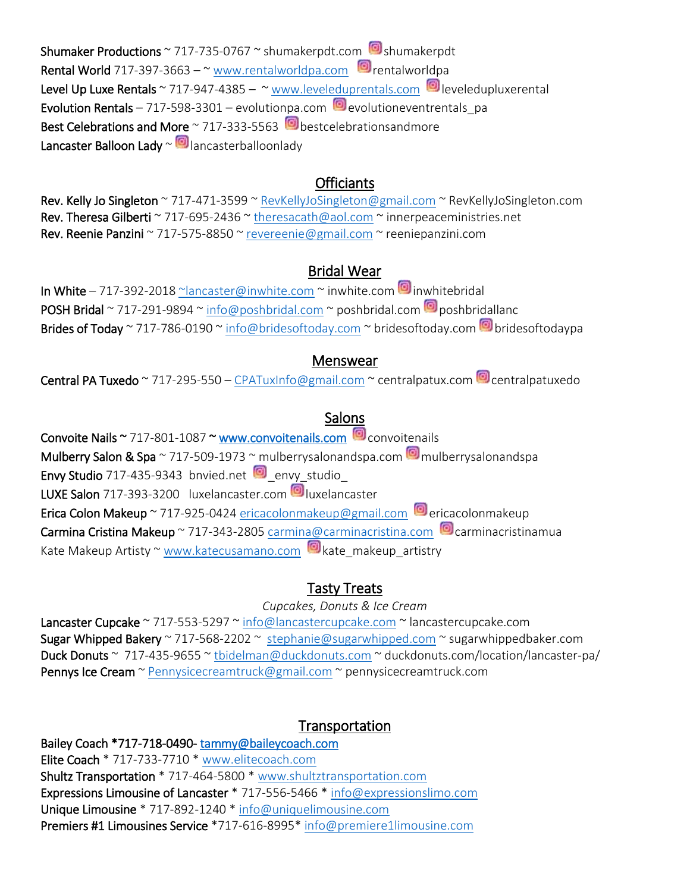**Shumaker Productions** ~ 717-735-0767 ~ shumakerpdt.com shumakerpdt
**Rental World** 717-397-3663 – ~ www.rentalworldpa.com rentalworldpa
**Level Up Luxe Rentals** ~ 717-947-4385 – ~ www.leveleduprentals.com leveleduplux erental
**Evolution Rentals** – 717-598-3301 – evolutionpa.com evolutioneventrentals_pa
**Best Celebrations and More** ~ 717-333-5563 bestcelebrationsandmore
**Lancaster Balloon Lady** ~ lancasterballoonlady

## Officiants

**Rev. Kelly Jo Singleton** ~ 717-471-3599 ~ RevKellyJoSingleton@gmail.com ~ RevKellyJoSingleton.com
**Rev. Theresa Gilberti** ~ 717-695-2436 ~ theresacath@aol.com ~ innerpeaceministries.net
**Rev. Reenie Panzini** ~ 717-575-8850 ~ revereenie@gmail.com ~ reeniepanzini.com

## Bridal Wear

**In White** – 717-392-2018 ~lancaster@inwhite.com ~ inwhite.com inwhitebridal
**POSH Bridal** ~ 717-291-9894 ~ info@poshbridal.com ~ poshbridal.com poshbridallanc
**Brides of Today** ~ 717-786-0190 ~ info@bridesoftoday.com ~ bridesoftoday.com bridesoftodaypa

## Menswear

**Central PA Tuxedo** ~ 717-295-550 – CPATuxInfo@gmail.com ~ centralpatux.com centralpatuxedo

## Salons

**Convoite Nails ~** 717-801-1087 **~ www.convoitenails.com** convoitenails
**Mulberry Salon & Spa** ~ 717-509-1973 ~ mulberrysalonandspa.com mulberrysalonandspa
**Envy Studio** 717-435-9343 bnvied.net _envy_studio_
**LUXE Salon** 717-393-3200 luxelancaster.com luxelancaster
**Erica Colon Makeup** ~ 717-925-0424 ericacolonmakeup@gmail.com ericacolonmakeup
**Carmina Cristina Makeup** ~ 717-343-2805 carmina@carminacristina.com carminacristinamua
Kate Makeup Artisty ~ www.katecusamano.com kate_makeup_artistry

## Tasty Treats

*Cupcakes, Donuts & Ice Cream*

**Lancaster Cupcake** ~ 717-553-5297 ~ info@lancastercupcake.com ~ lancastercupcake.com
**Sugar Whipped Bakery** ~ 717-568-2202 ~ stephanie@sugarwhipped.com ~ sugarwhippedbaker.com
**Duck Donuts** ~ 717-435-9655 ~ tbidelman@duckdonuts.com ~ duckdonuts.com/location/lancaster-pa/
**Pennys Ice Cream** ~ Pennysicecreamtruck@gmail.com ~ pennysicecreamtruck.com

## Transportation

**Bailey Coach *717-718-0490- tammy@baileycoach.com**
**Elite Coach** * 717-733-7710 * www.elitecoach.com
**Shultz Transportation** * 717-464-5800 * www.shultztransportation.com
**Expressions Limousine of Lancaster** * 717-556-5466 * info@expressionslimo.com
**Unique Limousine** * 717-892-1240 * info@uniquelimousine.com
**Premiers #1 Limousines Service** *717-616-8995* info@premiere1limousine.com